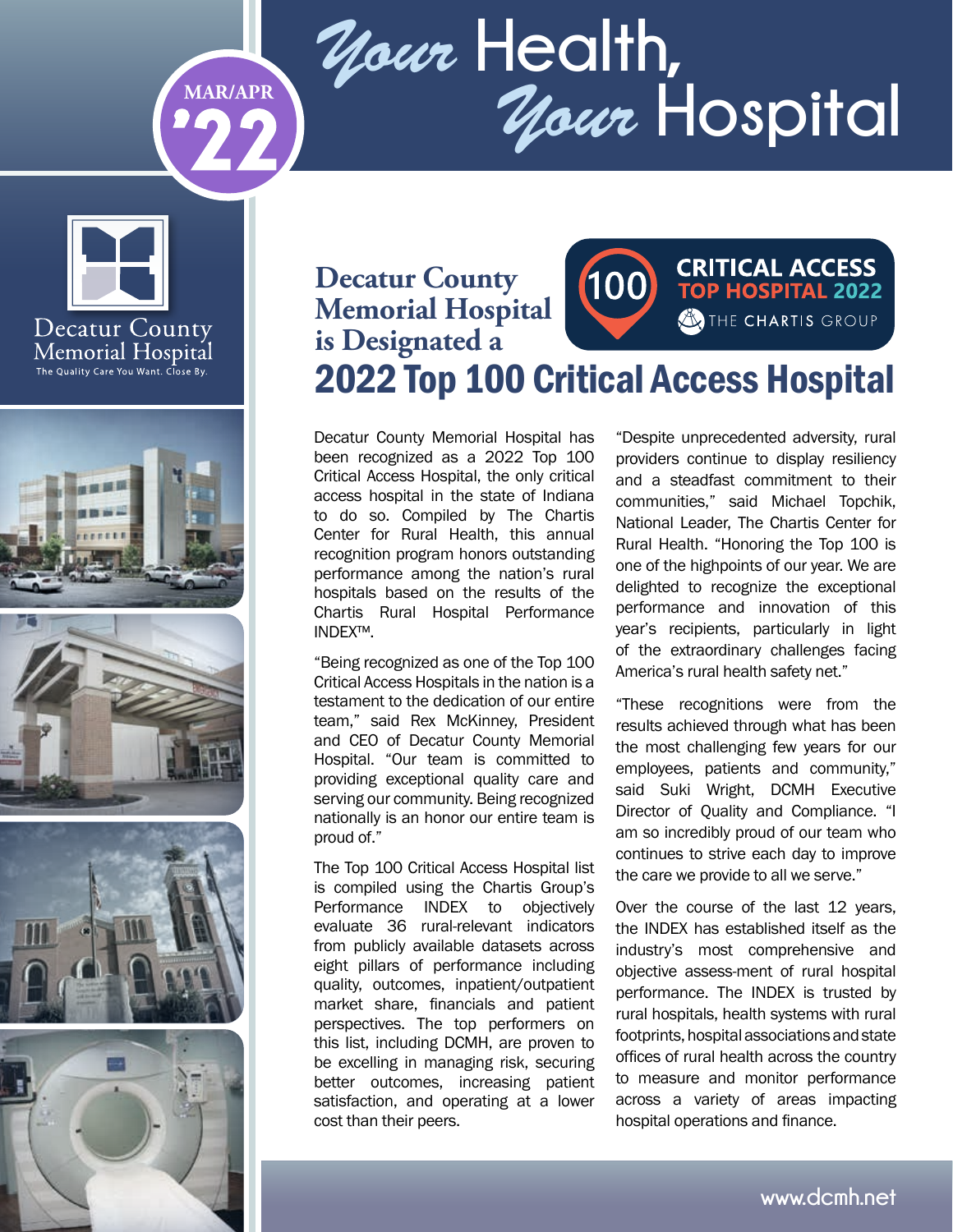# *Your* Health, *Your* Hospital

MAR/APR '22

Decatur County Memorial Hospital
The Quality Care You Want. Close By.

## Decatur County Memorial Hospital is Designated a 2022 Top 100 Critical Access Hospital

100 CRITICAL ACCESS TOP HOSPITAL 2022 THE CHARTIS GROUP

Decatur County Memorial Hospital has been recognized as a 2022 Top 100 Critical Access Hospital, the only critical access hospital in the state of Indiana to do so. Compiled by The Chartis Center for Rural Health, this annual recognition program honors outstanding performance among the nation's rural hospitals based on the results of the Chartis Rural Hospital Performance INDEX™.

"Being recognized as one of the Top 100 Critical Access Hospitals in the nation is a testament to the dedication of our entire team," said Rex McKinney, President and CEO of Decatur County Memorial Hospital. "Our team is committed to providing exceptional quality care and serving our community. Being recognized nationally is an honor our entire team is proud of."

The Top 100 Critical Access Hospital list is compiled using the Chartis Group's Performance INDEX to objectively evaluate 36 rural-relevant indicators from publicly available datasets across eight pillars of performance including quality, outcomes, inpatient/outpatient market share, financials and patient perspectives. The top performers on this list, including DCMH, are proven to be excelling in managing risk, securing better outcomes, increasing patient satisfaction, and operating at a lower cost than their peers.

"Despite unprecedented adversity, rural providers continue to display resiliency and a steadfast commitment to their communities," said Michael Topchik, National Leader, The Chartis Center for Rural Health. "Honoring the Top 100 is one of the highpoints of our year. We are delighted to recognize the exceptional performance and innovation of this year's recipients, particularly in light of the extraordinary challenges facing America's rural health safety net."

"These recognitions were from the results achieved through what has been the most challenging few years for our employees, patients and community," said Suki Wright, DCMH Executive Director of Quality and Compliance. "I am so incredibly proud of our team who continues to strive each day to improve the care we provide to all we serve."

Over the course of the last 12 years, the INDEX has established itself as the industry's most comprehensive and objective assess-ment of rural hospital performance. The INDEX is trusted by rural hospitals, health systems with rural footprints, hospital associations and state offices of rural health across the country to measure and monitor performance across a variety of areas impacting hospital operations and finance.

www.dcmh.net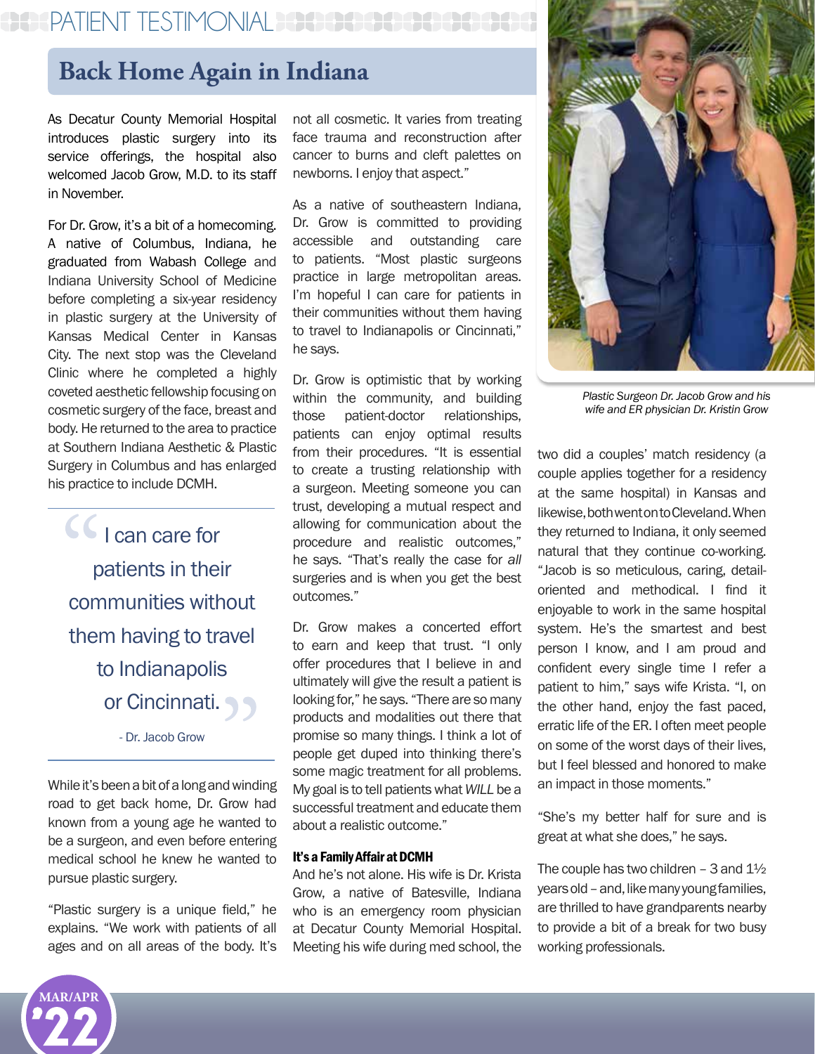PATIENT TESTIMONIAL

# Back Home Again in Indiana

As Decatur County Memorial Hospital introduces plastic surgery into its service offerings, the hospital also welcomed Jacob Grow, M.D. to its staff in November.

For Dr. Grow, it's a bit of a homecoming. A native of Columbus, Indiana, he graduated from Wabash College and Indiana University School of Medicine before completing a six-year residency in plastic surgery at the University of Kansas Medical Center in Kansas City. The next stop was the Cleveland Clinic where he completed a highly coveted aesthetic fellowship focusing on cosmetic surgery of the face, breast and body. He returned to the area to practice at Southern Indiana Aesthetic & Plastic Surgery in Columbus and has enlarged his practice to include DCMH.

> "I can care for patients in their communities without them having to travel to Indianapolis or Cincinnati."
>
> \- Dr. Jacob Grow

While it's been a bit of a long and winding road to get back home, Dr. Grow had known from a young age he wanted to be a surgeon, and even before entering medical school he knew he wanted to pursue plastic surgery.

"Plastic surgery is a unique field," he explains. "We work with patients of all ages and on all areas of the body. It's not all cosmetic. It varies from treating face trauma and reconstruction after cancer to burns and cleft palettes on newborns. I enjoy that aspect."

As a native of southeastern Indiana, Dr. Grow is committed to providing accessible and outstanding care to patients. "Most plastic surgeons practice in large metropolitan areas. I'm hopeful I can care for patients in their communities without them having to travel to Indianapolis or Cincinnati," he says.

Dr. Grow is optimistic that by working within the community, and building those patient-doctor relationships, patients can enjoy optimal results from their procedures. "It is essential to create a trusting relationship with a surgeon. Meeting someone you can trust, developing a mutual respect and allowing for communication about the procedure and realistic outcomes," he says. "That's really the case for *all* surgeries and is when you get the best outcomes."

Dr. Grow makes a concerted effort to earn and keep that trust. "I only offer procedures that I believe in and ultimately will give the result a patient is looking for," he says. "There are so many products and modalities out there that promise so many things. I think a lot of people get duped into thinking there's some magic treatment for all problems. My goal is to tell patients what *WILL* be a successful treatment and educate them about a realistic outcome."

### It's a Family Affair at DCMH

And he's not alone. His wife is Dr. Krista Grow, a native of Batesville, Indiana who is an emergency room physician at Decatur County Memorial Hospital. Meeting his wife during med school, the two did a couples' match residency (a couple applies together for a residency at the same hospital) in Kansas and likewise, both went on to Cleveland. When they returned to Indiana, it only seemed natural that they continue co-working. "Jacob is so meticulous, caring, detail-oriented and methodical. I find it enjoyable to work in the same hospital system. He's the smartest and best person I know, and I am proud and confident every single time I refer a patient to him," says wife Krista. "I, on the other hand, enjoy the fast paced, erratic life of the ER. I often meet people on some of the worst days of their lives, but I feel blessed and honored to make an impact in those moments."

"She's my better half for sure and is great at what she does," he says.

The couple has two children – 3 and 1½ years old – and, like many young families, are thrilled to have grandparents nearby to provide a bit of a break for two busy working professionals.

*Plastic Surgeon Dr. Jacob Grow and his wife and ER physician Dr. Kristin Grow*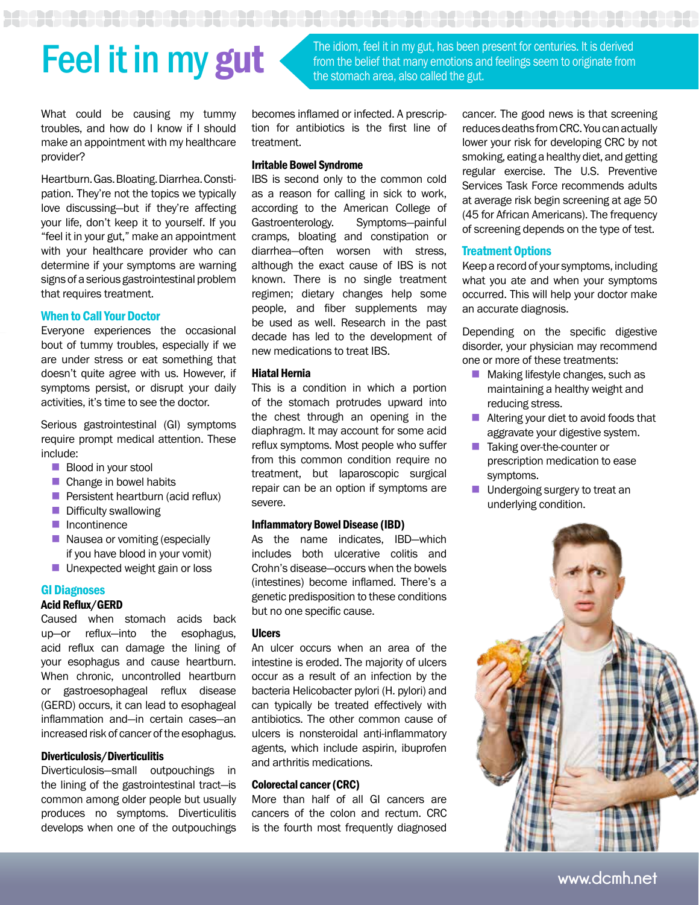# Feel it in my gut

The idiom, feel it in my gut, has been present for centuries. It is derived from the belief that many emotions and feelings seem to originate from the stomach area, also called the gut.

What could be causing my tummy troubles, and how do I know if I should make an appointment with my healthcare provider?

Heartburn. Gas. Bloating. Diarrhea. Constipation. They're not the topics we typically love discussing—but if they're affecting your life, don't keep it to yourself. If you "feel it in your gut," make an appointment with your healthcare provider who can determine if your symptoms are warning signs of a serious gastrointestinal problem that requires treatment.

## When to Call Your Doctor

Everyone experiences the occasional bout of tummy troubles, especially if we are under stress or eat something that doesn't quite agree with us. However, if symptoms persist, or disrupt your daily activities, it's time to see the doctor.

Serious gastrointestinal (GI) symptoms require prompt medical attention. These include:

- Blood in your stool
- Change in bowel habits
- Persistent heartburn (acid reflux)
- Difficulty swallowing
- Incontinence
- Nausea or vomiting (especially if you have blood in your vomit)
- Unexpected weight gain or loss

## GI Diagnoses

### Acid Reflux/GERD

Caused when stomach acids back up—or reflux—into the esophagus, acid reflux can damage the lining of your esophagus and cause heartburn. When chronic, uncontrolled heartburn or gastroesophageal reflux disease (GERD) occurs, it can lead to esophageal inflammation and—in certain cases—an increased risk of cancer of the esophagus.

### Diverticulosis/Diverticulitis

Diverticulosis—small outpouchings in the lining of the gastrointestinal tract—is common among older people but usually produces no symptoms. Diverticulitis develops when one of the outpouchings becomes inflamed or infected. A prescription for antibiotics is the first line of treatment.

### Irritable Bowel Syndrome

IBS is second only to the common cold as a reason for calling in sick to work, according to the American College of Gastroenterology. Symptoms—painful cramps, bloating and constipation or diarrhea—often worsen with stress, although the exact cause of IBS is not known. There is no single treatment regimen; dietary changes help some people, and fiber supplements may be used as well. Research in the past decade has led to the development of new medications to treat IBS.

### Hiatal Hernia

This is a condition in which a portion of the stomach protrudes upward into the chest through an opening in the diaphragm. It may account for some acid reflux symptoms. Most people who suffer from this common condition require no treatment, but laparoscopic surgical repair can be an option if symptoms are severe.

### Inflammatory Bowel Disease (IBD)

As the name indicates, IBD—which includes both ulcerative colitis and Crohn's disease—occurs when the bowels (intestines) become inflamed. There's a genetic predisposition to these conditions but no one specific cause.

### Ulcers

An ulcer occurs when an area of the intestine is eroded. The majority of ulcers occur as a result of an infection by the bacteria Helicobacter pylori (H. pylori) and can typically be treated effectively with antibiotics. The other common cause of ulcers is nonsteroidal anti-inflammatory agents, which include aspirin, ibuprofen and arthritis medications.

### Colorectal cancer (CRC)

More than half of all GI cancers are cancers of the colon and rectum. CRC is the fourth most frequently diagnosed cancer. The good news is that screening reduces deaths from CRC. You can actually lower your risk for developing CRC by not smoking, eating a healthy diet, and getting regular exercise. The U.S. Preventive Services Task Force recommends adults at average risk begin screening at age 50 (45 for African Americans). The frequency of screening depends on the type of test.

## Treatment Options

Keep a record of your symptoms, including what you ate and when your symptoms occurred. This will help your doctor make an accurate diagnosis.

Depending on the specific digestive disorder, your physician may recommend one or more of these treatments:

- Making lifestyle changes, such as maintaining a healthy weight and reducing stress.
- Altering your diet to avoid foods that aggravate your digestive system.
- Taking over-the-counter or prescription medication to ease symptoms.
- Undergoing surgery to treat an underlying condition.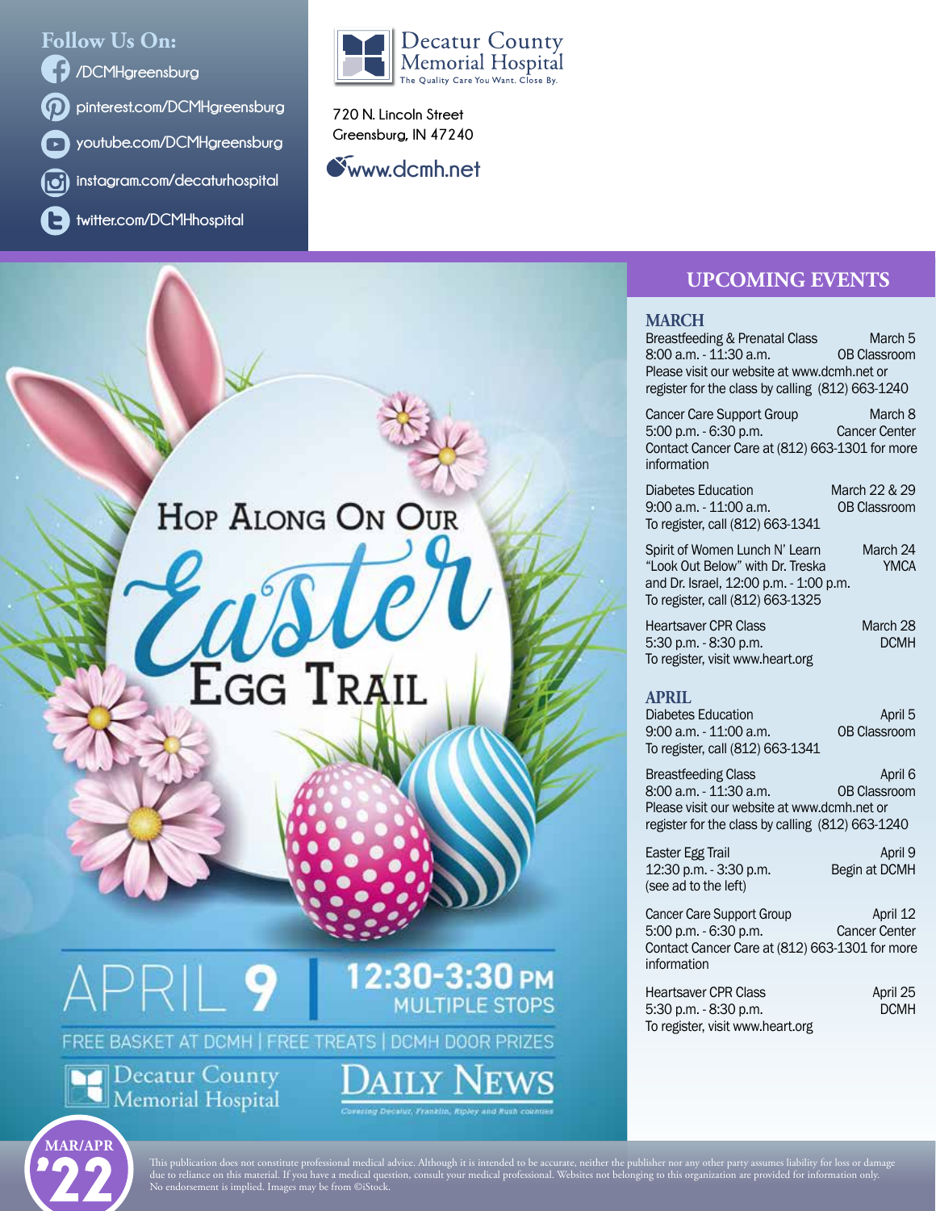**Follow Us On:**

- /DCMHgreensburg
- pinterest.com/DCMHgreensburg
- youtube.com/DCMHgreensburg
- instagram.com/decaturhospital
- twitter.com/DCMHhospital

Decatur County Memorial Hospital
The Quality Care You Want. Close By.

720 N. Lincoln Street
Greensburg, IN 47240

www.dcmh.net

# Hop Along On Our Easter Egg Trail

APRIL 9 | 12:30-3:30 PM
MULTIPLE STOPS

FREE BASKET AT DCMH | FREE TREATS | DCMH DOOR PRIZES

Decatur County Memorial Hospital

Daily News
Covering Decatur, Franklin, Ripley and Rush counties

## UPCOMING EVENTS

### MARCH

Breastfeeding & Prenatal Class — March 5
8:00 a.m. - 11:30 a.m. — OB Classroom
Please visit our website at www.dcmh.net or register for the class by calling (812) 663-1240

Cancer Care Support Group — March 8
5:00 p.m. - 6:30 p.m. — Cancer Center
Contact Cancer Care at (812) 663-1301 for more information

Diabetes Education — March 22 & 29
9:00 a.m. - 11:00 a.m. — OB Classroom
To register, call (812) 663-1341

Spirit of Women Lunch N' Learn — March 24
"Look Out Below" with Dr. Treska and Dr. Israel, 12:00 p.m. - 1:00 p.m. — YMCA
To register, call (812) 663-1325

Heartsaver CPR Class — March 28
5:30 p.m. - 8:30 p.m. — DCMH
To register, visit www.heart.org

### APRIL

Diabetes Education — April 5
9:00 a.m. - 11:00 a.m. — OB Classroom
To register, call (812) 663-1341

Breastfeeding Class — April 6
8:00 a.m. - 11:30 a.m. — OB Classroom
Please visit our website at www.dcmh.net or register for the class by calling (812) 663-1240

Easter Egg Trail — April 9
12:30 p.m. - 3:30 p.m. — Begin at DCMH
(see ad to the left)

Cancer Care Support Group — April 12
5:00 p.m. - 6:30 p.m. — Cancer Center
Contact Cancer Care at (812) 663-1301 for more information

Heartsaver CPR Class — April 25
5:30 p.m. - 8:30 p.m. — DCMH
To register, visit www.heart.org

MAR/APR '22

This publication does not constitute professional medical advice. Although it is intended to be accurate, neither the publisher nor any other party assumes liability for loss or damage due to reliance on this material. If you have a medical question, consult your medical professional. Websites not belonging to this organization are provided for information only. No endorsement is implied. Images may be from ©iStock.